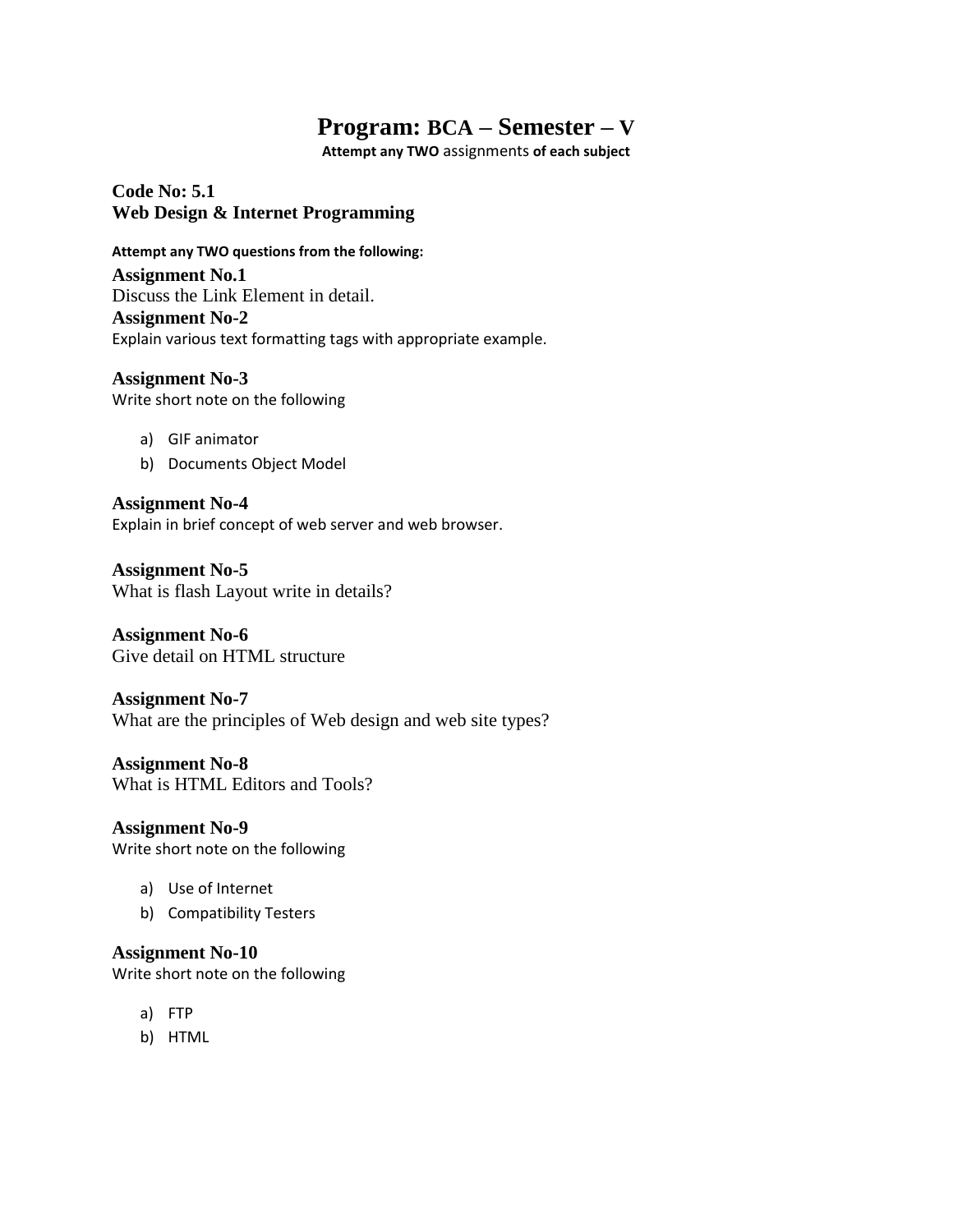# Program: BCA – Semester – V

**Attempt any TWO** assignments **of each subject**

## Code No: 5.1
## Web Design & Internet Programming

**Attempt any TWO questions from the following:**

**Assignment No.1**
Discuss the Link Element in detail.

**Assignment No-2**
Explain various text formatting tags with appropriate example.

**Assignment No-3**
Write short note on the following

a) GIF animator
b) Documents Object Model

**Assignment No-4**
Explain in brief concept of web server and web browser.

**Assignment No-5**
What is flash Layout write in details?

**Assignment No-6**
Give detail on HTML structure

**Assignment No-7**
What are the principles of Web design and web site types?

**Assignment No-8**
What is HTML Editors and Tools?

**Assignment No-9**
Write short note on the following

a) Use of Internet
b) Compatibility Testers

**Assignment No-10**
Write short note on the following

a) FTP
b) HTML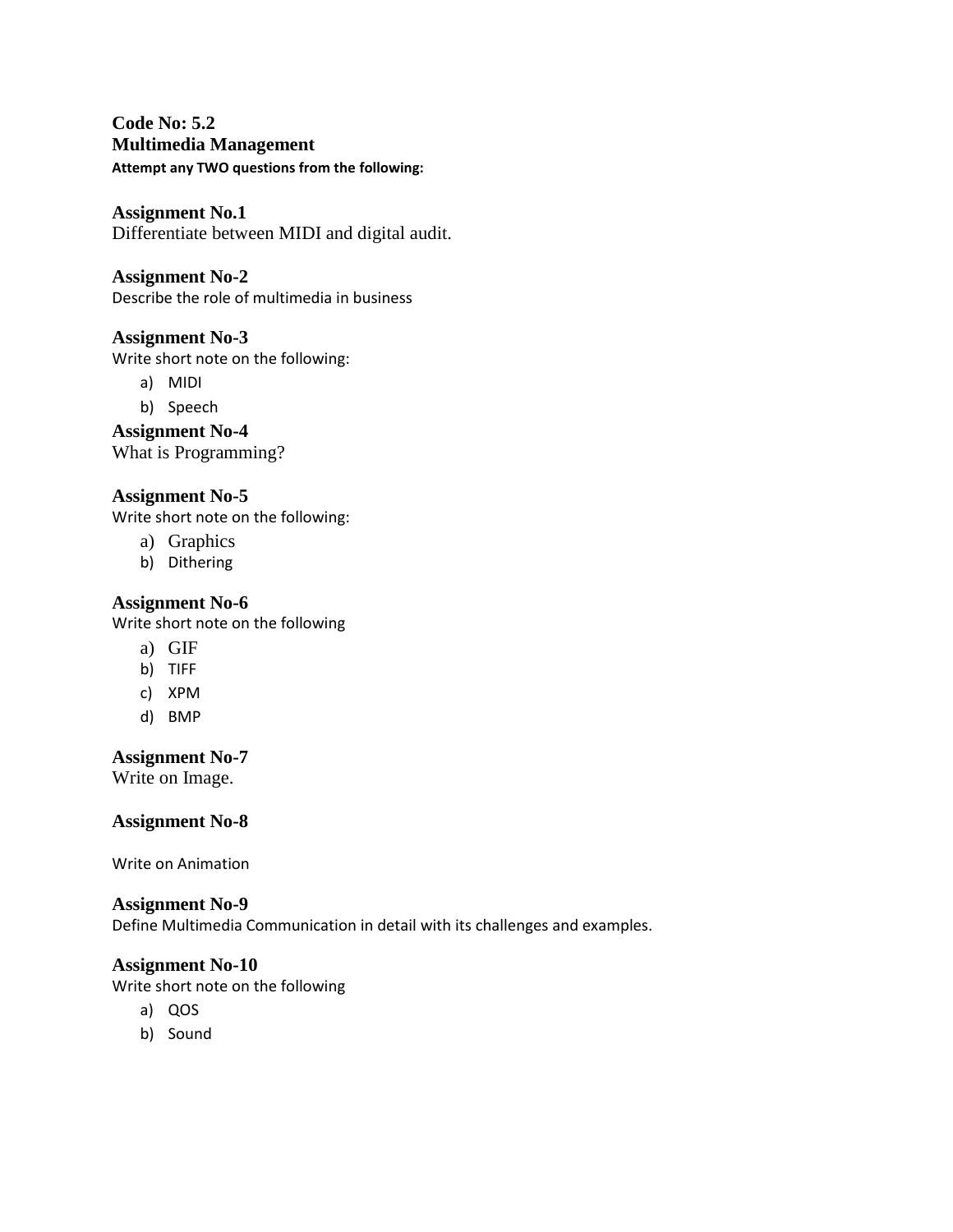**Code No: 5.2**
**Multimedia Management**
**Attempt any TWO questions from the following:**

### Assignment No.1

Differentiate between MIDI and digital audit.

### Assignment No-2

Describe the role of multimedia in business

### Assignment No-3

Write short note on the following:

a) MIDI
b) Speech

### Assignment No-4

What is Programming?

### Assignment No-5

Write short note on the following:

a) Graphics
b) Dithering

### Assignment No-6

Write short note on the following

a) GIF
b) TIFF
c) XPM
d) BMP

### Assignment No-7

Write on Image.

### Assignment No-8

Write on Animation

### Assignment No-9

Define Multimedia Communication in detail with its challenges and examples.

### Assignment No-10

Write short note on the following

a) QOS
b) Sound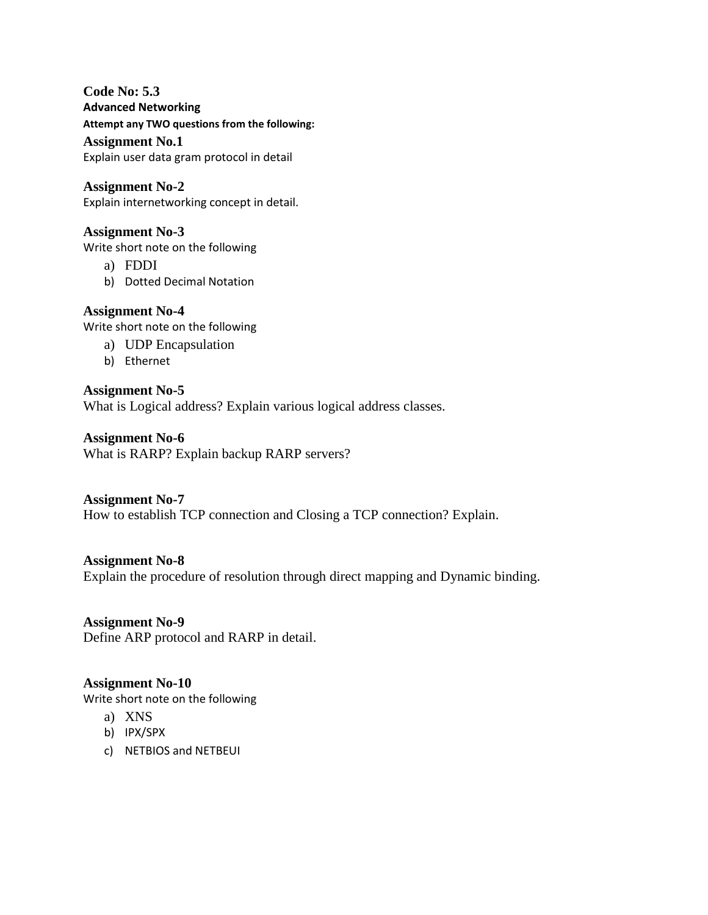**Code No: 5.3**

**Advanced Networking**

**Attempt any TWO questions from the following:**

### Assignment No.1

Explain user data gram protocol in detail

### Assignment No-2

Explain internetworking concept in detail.

### Assignment No-3

Write short note on the following

a) FDDI
b) Dotted Decimal Notation

### Assignment No-4

Write short note on the following

a) UDP Encapsulation
b) Ethernet

### Assignment No-5

What is Logical address? Explain various logical address classes.

### Assignment No-6

What is RARP? Explain backup RARP servers?

### Assignment No-7

How to establish TCP connection and Closing a TCP connection? Explain.

### Assignment No-8

Explain the procedure of resolution through direct mapping and Dynamic binding.

### Assignment No-9

Define ARP protocol and RARP in detail.

### Assignment No-10

Write short note on the following

a) XNS
b) IPX/SPX
c) NETBIOS and NETBEUI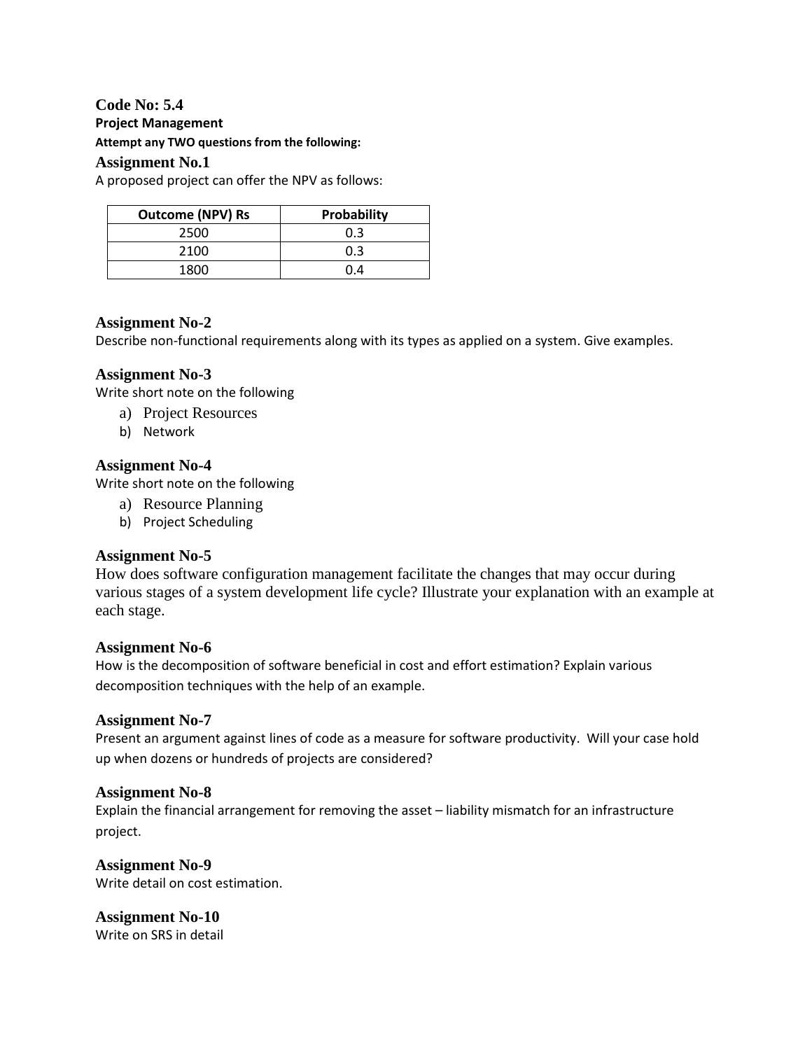## Code No: 5.4

**Project Management**

**Attempt any TWO questions from the following:**

### Assignment No.1

A proposed project can offer the NPV as follows:

| Outcome (NPV) Rs | Probability |
|---|---|
| 2500 | 0.3 |
| 2100 | 0.3 |
| 1800 | 0.4 |

### Assignment No-2

Describe non-functional requirements along with its types as applied on a system. Give examples.

### Assignment No-3

Write short note on the following

a) Project Resources
b) Network

### Assignment No-4

Write short note on the following

a) Resource Planning
b) Project Scheduling

### Assignment No-5

How does software configuration management facilitate the changes that may occur during various stages of a system development life cycle? Illustrate your explanation with an example at each stage.

### Assignment No-6

How is the decomposition of software beneficial in cost and effort estimation? Explain various decomposition techniques with the help of an example.

### Assignment No-7

Present an argument against lines of code as a measure for software productivity. Will your case hold up when dozens or hundreds of projects are considered?

### Assignment No-8

Explain the financial arrangement for removing the asset – liability mismatch for an infrastructure project.

### Assignment No-9

Write detail on cost estimation.

### Assignment No-10

Write on SRS in detail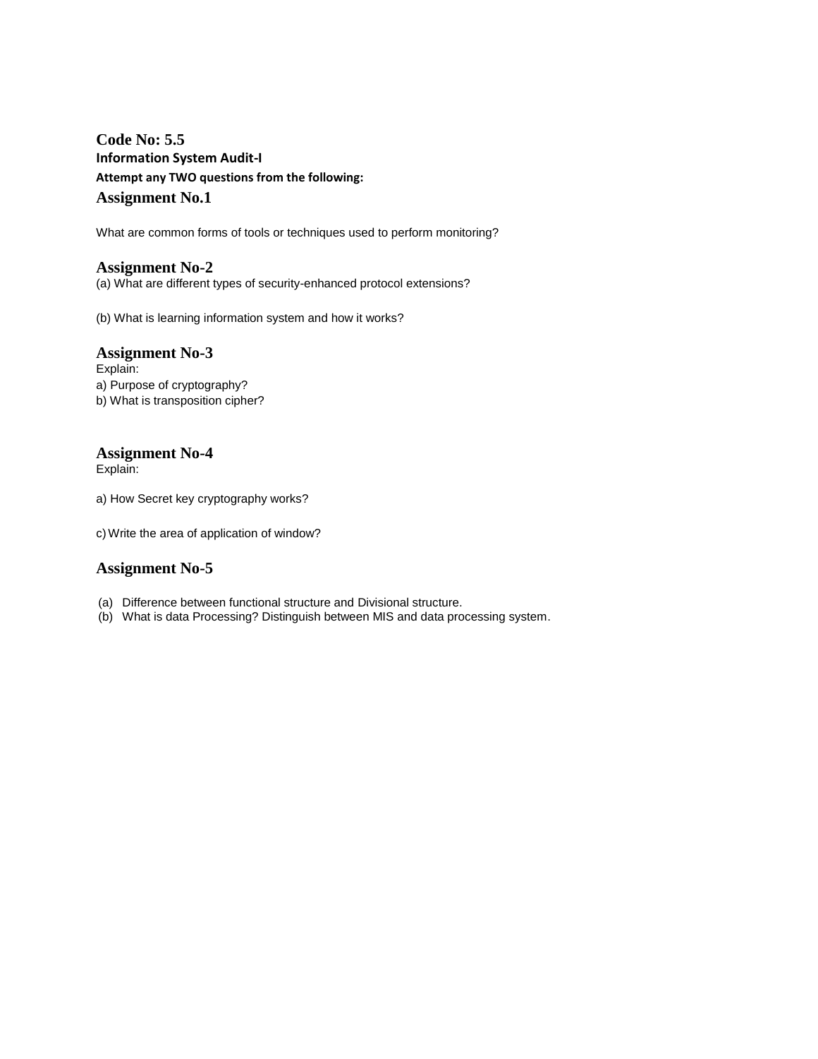# Code No: 5.5

**Information System Audit-I**

**Attempt any TWO questions from the following:**

## Assignment No.1

What are common forms of tools or techniques used to perform monitoring?

## Assignment No-2

(a) What are different types of security-enhanced protocol extensions?

(b) What is learning information system and how it works?

## Assignment No-3

Explain:

a) Purpose of cryptography?

b) What is transposition cipher?

## Assignment No-4

Explain:

a) How Secret key cryptography works?

c) Write the area of application of window?

## Assignment No-5

(a) Difference between functional structure and Divisional structure.

(b) What is data Processing? Distinguish between MIS and data processing system.